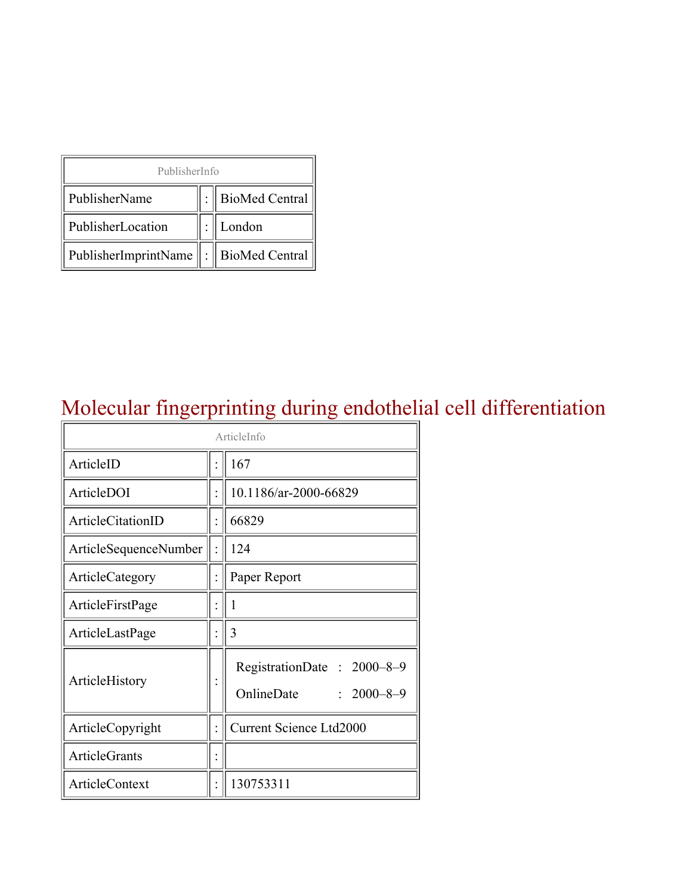| PublisherInfo | | |
|---|---|---|
| PublisherName | : | BioMed Central |
| PublisherLocation | : | London |
| PublisherImprintName | : | BioMed Central |

# Molecular fingerprinting during endothelial cell differentiation

| ArticleInfo | | |
|---|---|---|
| ArticleID | : | 167 |
| ArticleDOI | : | 10.1186/ar-2000-66829 |
| ArticleCitationID | : | 66829 |
| ArticleSequenceNumber | : | 124 |
| ArticleCategory | : | Paper Report |
| ArticleFirstPage | : | 1 |
| ArticleLastPage | : | 3 |
| ArticleHistory | : | RegistrationDate : 2000–8–9<br>OnlineDate : 2000–8–9 |
| ArticleCopyright | : | Current Science Ltd2000 |
| ArticleGrants | : | |
| ArticleContext | : | 130753311 |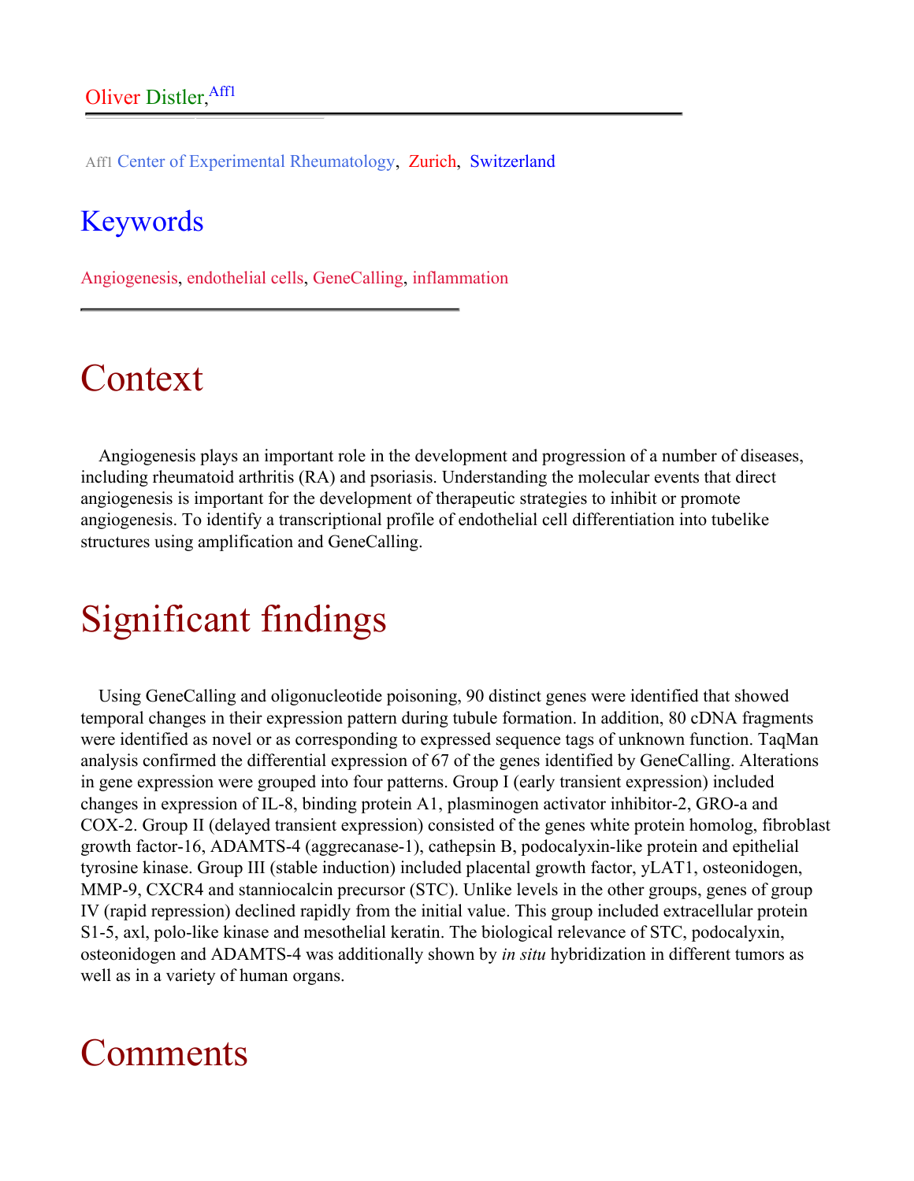Oliver Distler,[Aff1]

Aff1 Center of Experimental Rheumatology, Zurich, Switzerland

## Keywords

Angiogenesis, endothelial cells, GeneCalling, inflammation

# Context

Angiogenesis plays an important role in the development and progression of a number of diseases, including rheumatoid arthritis (RA) and psoriasis. Understanding the molecular events that direct angiogenesis is important for the development of therapeutic strategies to inhibit or promote angiogenesis. To identify a transcriptional profile of endothelial cell differentiation into tubelike structures using amplification and GeneCalling.

# Significant findings

Using GeneCalling and oligonucleotide poisoning, 90 distinct genes were identified that showed temporal changes in their expression pattern during tubule formation. In addition, 80 cDNA fragments were identified as novel or as corresponding to expressed sequence tags of unknown function. TaqMan analysis confirmed the differential expression of 67 of the genes identified by GeneCalling. Alterations in gene expression were grouped into four patterns. Group I (early transient expression) included changes in expression of IL-8, binding protein A1, plasminogen activator inhibitor-2, GRO-a and COX-2. Group II (delayed transient expression) consisted of the genes white protein homolog, fibroblast growth factor-16, ADAMTS-4 (aggrecanase-1), cathepsin B, podocalyxin-like protein and epithelial tyrosine kinase. Group III (stable induction) included placental growth factor, yLAT1, osteonidogen, MMP-9, CXCR4 and stanniocalcin precursor (STC). Unlike levels in the other groups, genes of group IV (rapid repression) declined rapidly from the initial value. This group included extracellular protein S1-5, axl, polo-like kinase and mesothelial keratin. The biological relevance of STC, podocalyxin, osteonidogen and ADAMTS-4 was additionally shown by *in situ* hybridization in different tumors as well as in a variety of human organs.

# Comments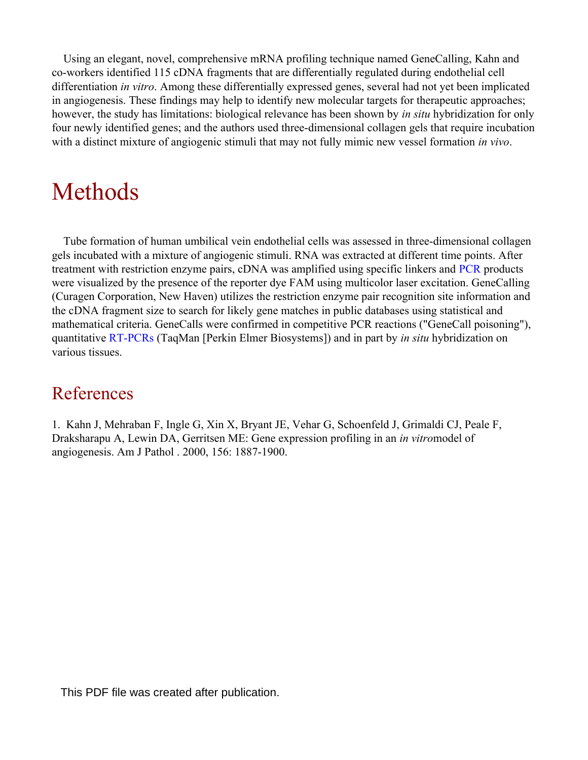Using an elegant, novel, comprehensive mRNA profiling technique named GeneCalling, Kahn and co-workers identified 115 cDNA fragments that are differentially regulated during endothelial cell differentiation *in vitro*. Among these differentially expressed genes, several had not yet been implicated in angiogenesis. These findings may help to identify new molecular targets for therapeutic approaches; however, the study has limitations: biological relevance has been shown by *in situ* hybridization for only four newly identified genes; and the authors used three-dimensional collagen gels that require incubation with a distinct mixture of angiogenic stimuli that may not fully mimic new vessel formation *in vivo*.

# Methods

Tube formation of human umbilical vein endothelial cells was assessed in three-dimensional collagen gels incubated with a mixture of angiogenic stimuli. RNA was extracted at different time points. After treatment with restriction enzyme pairs, cDNA was amplified using specific linkers and PCR products were visualized by the presence of the reporter dye FAM using multicolor laser excitation. GeneCalling (Curagen Corporation, New Haven) utilizes the restriction enzyme pair recognition site information and the cDNA fragment size to search for likely gene matches in public databases using statistical and mathematical criteria. GeneCalls were confirmed in competitive PCR reactions ("GeneCall poisoning"), quantitative RT-PCRs (TaqMan [Perkin Elmer Biosystems]) and in part by *in situ* hybridization on various tissues.

## References

1. Kahn J, Mehraban F, Ingle G, Xin X, Bryant JE, Vehar G, Schoenfeld J, Grimaldi CJ, Peale F, Draksharapu A, Lewin DA, Gerritsen ME: Gene expression profiling in an *in vitro*model of angiogenesis. Am J Pathol . 2000, 156: 1887-1900.

This PDF file was created after publication.